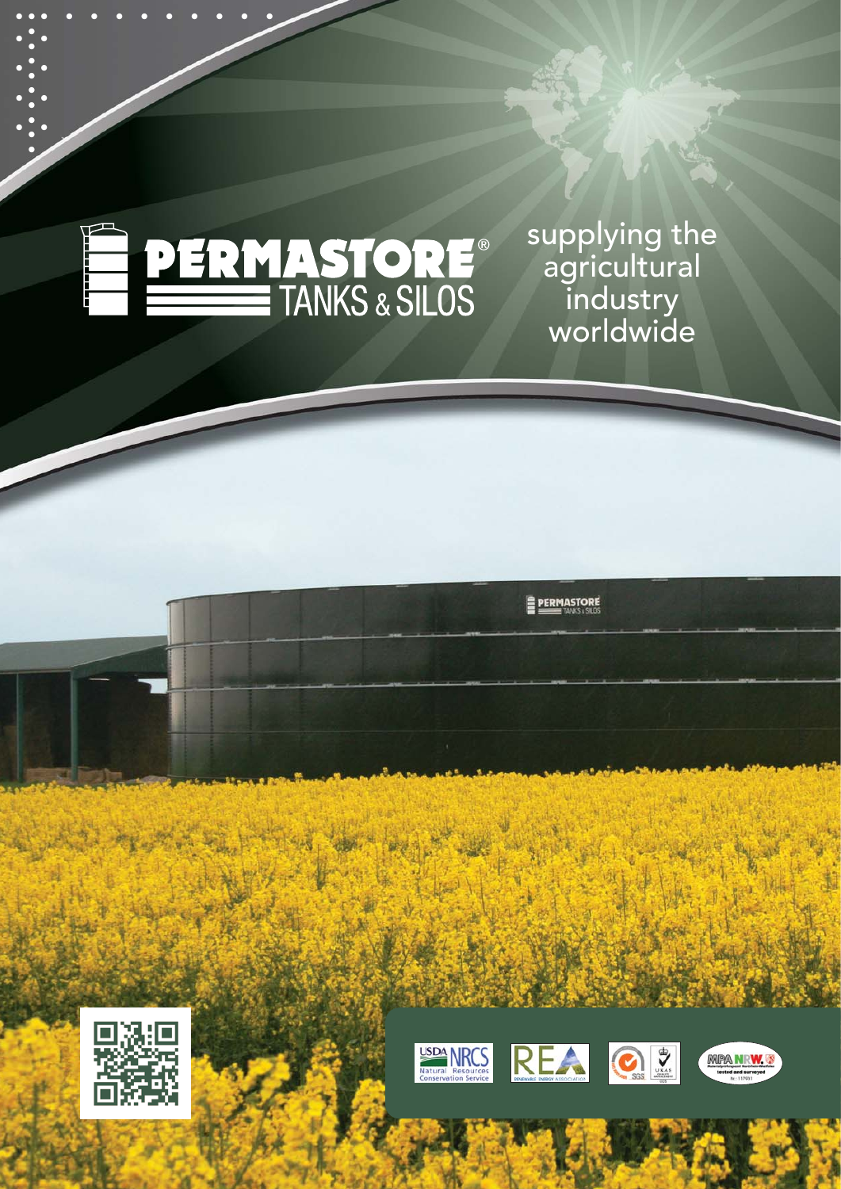# PERMASTORE® TANKS & SILOS

supplying the agricultural industry worldwide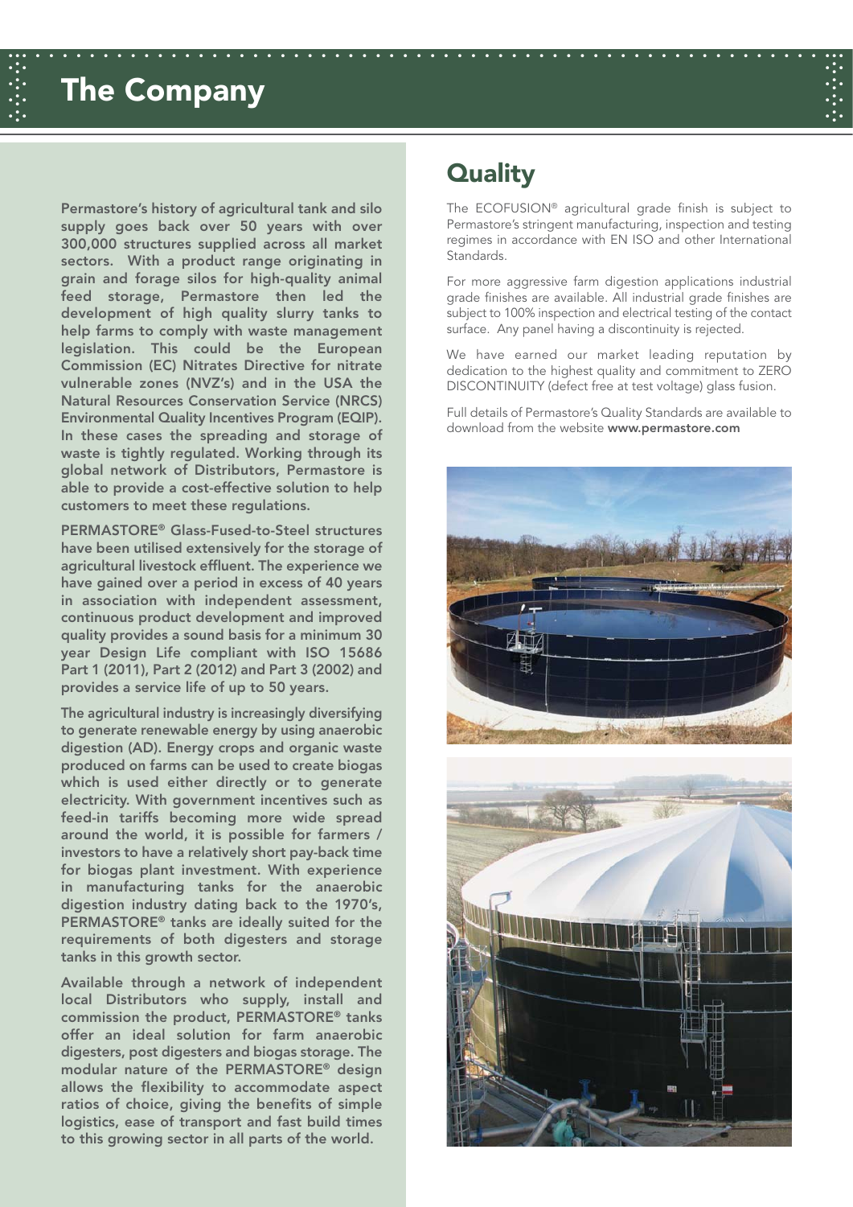# The Company

**Permastore's history of agricultural tank and silo supply goes back over 50 years with over 300,000 structures supplied across all market sectors. With a product range originating in grain and forage silos for high-quality animal feed storage, Permastore then led the development of high quality slurry tanks to help farms to comply with waste management legislation. This could be the European Commission (EC) Nitrates Directive for nitrate vulnerable zones (NVZ's) and in the USA the Natural Resources Conservation Service (NRCS) Environmental Quality Incentives Program (EQIP). In these cases the spreading and storage of waste is tightly regulated. Working through its global network of Distributors, Permastore is able to provide a cost-effective solution to help customers to meet these regulations.**

**PERMASTORE® Glass-Fused-to-Steel structures have been utilised extensively for the storage of agricultural livestock effluent. The experience we have gained over a period in excess of 40 years in association with independent assessment, continuous product development and improved quality provides a sound basis for a minimum 30 year Design Life compliant with ISO 15686 Part 1 (2011), Part 2 (2012) and Part 3 (2002) and provides a service life of up to 50 years.**

**The agricultural industry is increasingly diversifying to generate renewable energy by using anaerobic digestion (AD). Energy crops and organic waste produced on farms can be used to create biogas which is used either directly or to generate electricity. With government incentives such as feed-in tariffs becoming more wide spread around the world, it is possible for farmers / investors to have a relatively short pay-back time for biogas plant investment. With experience in manufacturing tanks for the anaerobic digestion industry dating back to the 1970's, PERMASTORE® tanks are ideally suited for the requirements of both digesters and storage tanks in this growth sector.**

**Available through a network of independent local Distributors who supply, install and commission the product, PERMASTORE® tanks offer an ideal solution for farm anaerobic digesters, post digesters and biogas storage. The modular nature of the PERMASTORE® design allows the flexibility to accommodate aspect ratios of choice, giving the benefits of simple logistics, ease of transport and fast build times to this growing sector in all parts of the world.**

## Quality

The ECOFUSION® agricultural grade finish is subject to Permastore's stringent manufacturing, inspection and testing regimes in accordance with EN ISO and other International Standards.

For more aggressive farm digestion applications industrial grade finishes are available. All industrial grade finishes are subject to 100% inspection and electrical testing of the contact surface. Any panel having a discontinuity is rejected.

We have earned our market leading reputation by dedication to the highest quality and commitment to ZERO DISCONTINUITY (defect free at test voltage) glass fusion.

Full details of Permastore's Quality Standards are available to download from the website **www.permastore.com**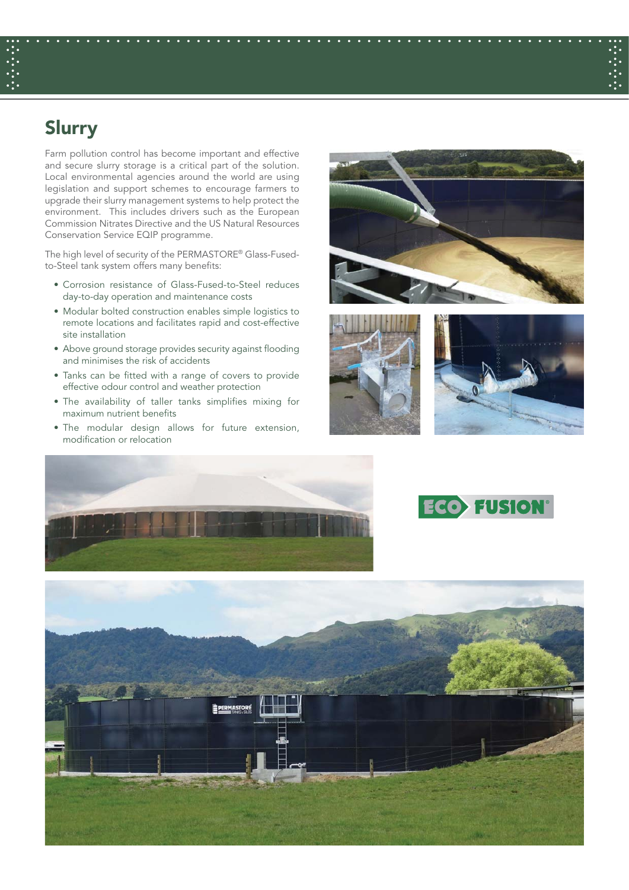# Slurry

Farm pollution control has become important and effective and secure slurry storage is a critical part of the solution. Local environmental agencies around the world are using legislation and support schemes to encourage farmers to upgrade their slurry management systems to help protect the environment. This includes drivers such as the European Commission Nitrates Directive and the US Natural Resources Conservation Service EQIP programme.

The high level of security of the PERMASTORE® Glass-Fused-to-Steel tank system offers many benefits:

- Corrosion resistance of Glass-Fused-to-Steel reduces day-to-day operation and maintenance costs
- Modular bolted construction enables simple logistics to remote locations and facilitates rapid and cost-effective site installation
- Above ground storage provides security against flooding and minimises the risk of accidents
- Tanks can be fitted with a range of covers to provide effective odour control and weather protection
- The availability of taller tanks simplifies mixing for maximum nutrient benefits
- The modular design allows for future extension, modification or relocation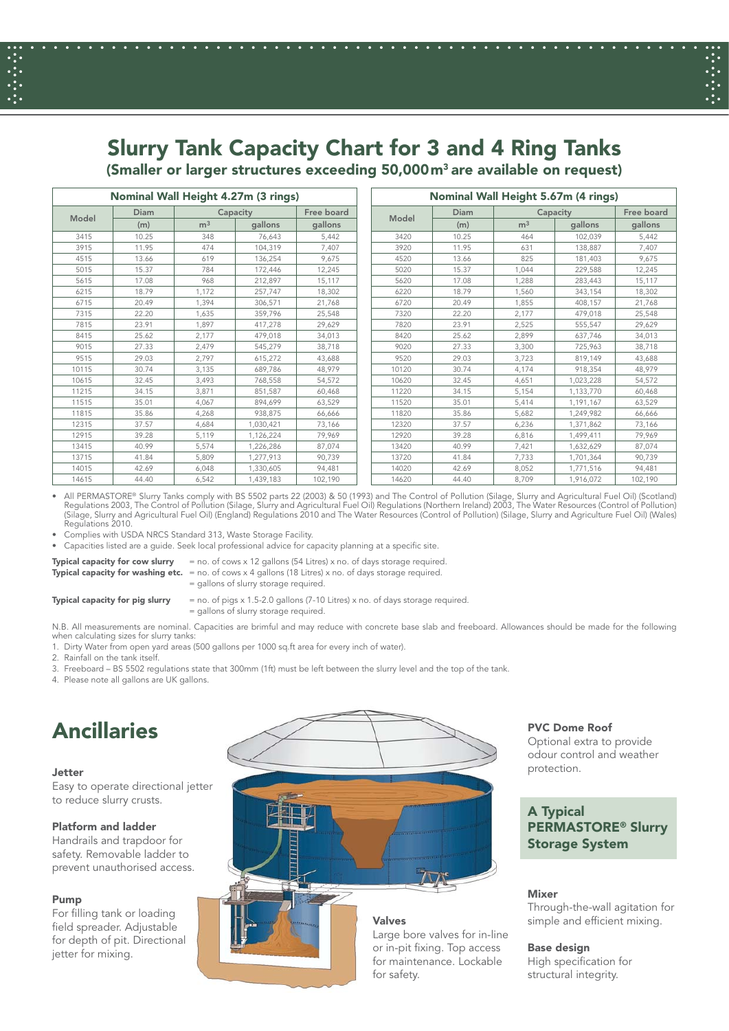# Slurry Tank Capacity Chart for 3 and 4 Ring Tanks

## (Smaller or larger structures exceeding 50,000 m³ are available on request)

**Nominal Wall Height 4.27m (3 rings)**

| Model | Diam | Capacity | | Free board |
|---|---|---|---|---|
| | (m) | m³ | gallons | gallons |
| 3415 | 10.25 | 348 | 76,643 | 5,442 |
| 3915 | 11.95 | 474 | 104,319 | 7,407 |
| 4515 | 13.66 | 619 | 136,254 | 9,675 |
| 5015 | 15.37 | 784 | 172,446 | 12,245 |
| 5615 | 17.08 | 968 | 212,897 | 15,117 |
| 6215 | 18.79 | 1,172 | 257,747 | 18,302 |
| 6715 | 20.49 | 1,394 | 306,571 | 21,768 |
| 7315 | 22.20 | 1,635 | 359,796 | 25,548 |
| 7815 | 23.91 | 1,897 | 417,278 | 29,629 |
| 8415 | 25.62 | 2,177 | 479,018 | 34,013 |
| 9015 | 27.33 | 2,479 | 545,279 | 38,718 |
| 9515 | 29.03 | 2,797 | 615,272 | 43,688 |
| 10115 | 30.74 | 3,135 | 689,786 | 48,979 |
| 10615 | 32.45 | 3,493 | 768,558 | 54,572 |
| 11215 | 34.15 | 3,871 | 851,587 | 60,468 |
| 11515 | 35.01 | 4,067 | 894,699 | 63,529 |
| 11815 | 35.86 | 4,268 | 938,875 | 66,666 |
| 12315 | 37.57 | 4,684 | 1,030,421 | 73,166 |
| 12915 | 39.28 | 5,119 | 1,126,224 | 79,969 |
| 13415 | 40.99 | 5,574 | 1,226,286 | 87,074 |
| 13715 | 41.84 | 5,809 | 1,277,913 | 90,739 |
| 14015 | 42.69 | 6,048 | 1,330,605 | 94,481 |
| 14615 | 44.40 | 6,542 | 1,439,183 | 102,190 |

**Nominal Wall Height 5.67m (4 rings)**

| Model | Diam | Capacity | | Free board |
|---|---|---|---|---|
| | (m) | m³ | gallons | gallons |
| 3420 | 10.25 | 464 | 102,039 | 5,442 |
| 3920 | 11.95 | 631 | 138,887 | 7,407 |
| 4520 | 13.66 | 825 | 181,403 | 9,675 |
| 5020 | 15.37 | 1,044 | 229,588 | 12,245 |
| 5620 | 17.08 | 1,288 | 283,443 | 15,117 |
| 6220 | 18.79 | 1,560 | 343,154 | 18,302 |
| 6720 | 20.49 | 1,855 | 408,157 | 21,768 |
| 7320 | 22.20 | 2,177 | 479,018 | 25,548 |
| 7820 | 23.91 | 2,525 | 555,547 | 29,629 |
| 8420 | 25.62 | 2,899 | 637,746 | 34,013 |
| 9020 | 27.33 | 3,300 | 725,963 | 38,718 |
| 9520 | 29.03 | 3,723 | 819,149 | 43,688 |
| 10120 | 30.74 | 4,174 | 918,354 | 48,979 |
| 10620 | 32.45 | 4,651 | 1,023,228 | 54,572 |
| 11220 | 34.15 | 5,154 | 1,133,770 | 60,468 |
| 11520 | 35.01 | 5,414 | 1,191,167 | 63,529 |
| 11820 | 35.86 | 5,682 | 1,249,982 | 66,666 |
| 12320 | 37.57 | 6,236 | 1,371,862 | 73,166 |
| 12920 | 39.28 | 6,816 | 1,499,411 | 79,969 |
| 13420 | 40.99 | 7,421 | 1,632,629 | 87,074 |
| 13720 | 41.84 | 7,733 | 1,701,364 | 90,739 |
| 14020 | 42.69 | 8,052 | 1,771,516 | 94,481 |
| 14620 | 44.40 | 8,709 | 1,916,072 | 102,190 |

- All PERMASTORE® Slurry Tanks comply with BS 5502 parts 22 (2003) & 50 (1993) and The Control of Pollution (Silage, Slurry and Agricultural Fuel Oil) (Scotland) Regulations 2003, The Control of Pollution (Silage, Slurry and Agricultural Fuel Oil) Regulations (Northern Ireland) 2003, The Water Resources (Control of Pollution) (Silage, Slurry and Agricultural Fuel Oil) (England) Regulations 2010 and The Water Resources (Control of Pollution) (Silage, Slurry and Agriculture Fuel Oil) (Wales) Regulations 2010.
- Complies with USDA NRCS Standard 313, Waste Storage Facility.
- Capacities listed are a guide. Seek local professional advice for capacity planning at a specific site.

**Typical capacity for cow slurry** = no. of cows x 12 gallons (54 Litres) x no. of days storage required.
**Typical capacity for washing etc.** = no. of cows x 4 gallons (18 Litres) x no. of days storage required.
= gallons of slurry storage required.

**Typical capacity for pig slurry** = no. of pigs x 1.5-2.0 gallons (7-10 Litres) x no. of days storage required.
= gallons of slurry storage required.

N.B. All measurements are nominal. Capacities are brimful and may reduce with concrete base slab and freeboard. Allowances should be made for the following when calculating sizes for slurry tanks:

1. Dirty Water from open yard areas (500 gallons per 1000 sq.ft area for every inch of water).
2. Rainfall on the tank itself.
3. Freeboard – BS 5502 regulations state that 300mm (1ft) must be left between the slurry level and the top of the tank.
4. Please note all gallons are UK gallons.

# Ancillaries

### Jetter
Easy to operate directional jetter to reduce slurry crusts.

### Platform and ladder
Handrails and trapdoor for safety. Removable ladder to prevent unauthorised access.

### Pump
For filling tank or loading field spreader. Adjustable for depth of pit. Directional jetter for mixing.

### Valves
Large bore valves for in-line or in-pit fixing. Top access for maintenance. Lockable for safety.

### PVC Dome Roof
Optional extra to provide odour control and weather protection.

### A Typical PERMASTORE® Slurry Storage System

### Mixer
Through-the-wall agitation for simple and efficient mixing.

### Base design
High specification for structural integrity.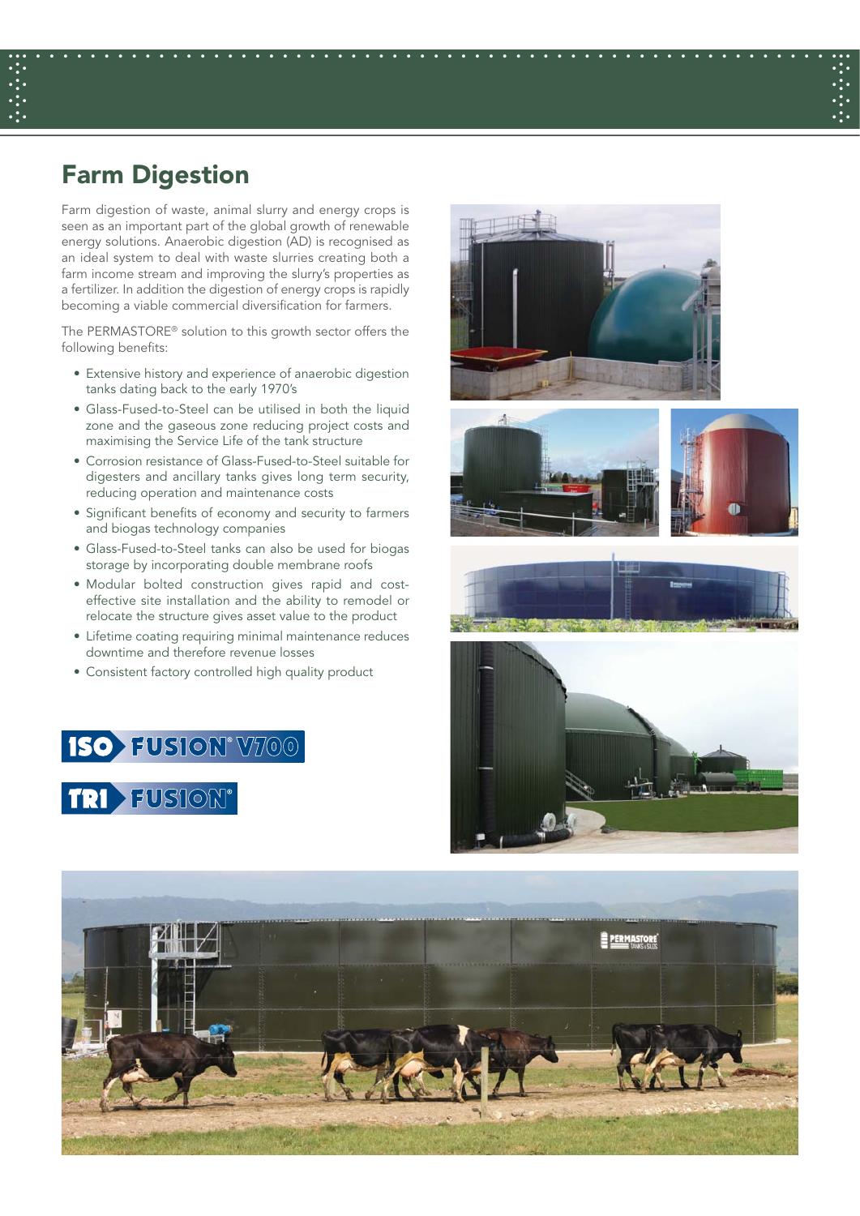## Farm Digestion

Farm digestion of waste, animal slurry and energy crops is seen as an important part of the global growth of renewable energy solutions. Anaerobic digestion (AD) is recognised as an ideal system to deal with waste slurries creating both a farm income stream and improving the slurry's properties as a fertilizer. In addition the digestion of energy crops is rapidly becoming a viable commercial diversification for farmers.

The PERMASTORE® solution to this growth sector offers the following benefits:

- Extensive history and experience of anaerobic digestion tanks dating back to the early 1970's
- Glass-Fused-to-Steel can be utilised in both the liquid zone and the gaseous zone reducing project costs and maximising the Service Life of the tank structure
- Corrosion resistance of Glass-Fused-to-Steel suitable for digesters and ancillary tanks gives long term security, reducing operation and maintenance costs
- Significant benefits of economy and security to farmers and biogas technology companies
- Glass-Fused-to-Steel tanks can also be used for biogas storage by incorporating double membrane roofs
- Modular bolted construction gives rapid and cost-effective site installation and the ability to remodel or relocate the structure gives asset value to the product
- Lifetime coating requiring minimal maintenance reduces downtime and therefore revenue losses
- Consistent factory controlled high quality product

ISO FUSION® V700

TRI FUSION®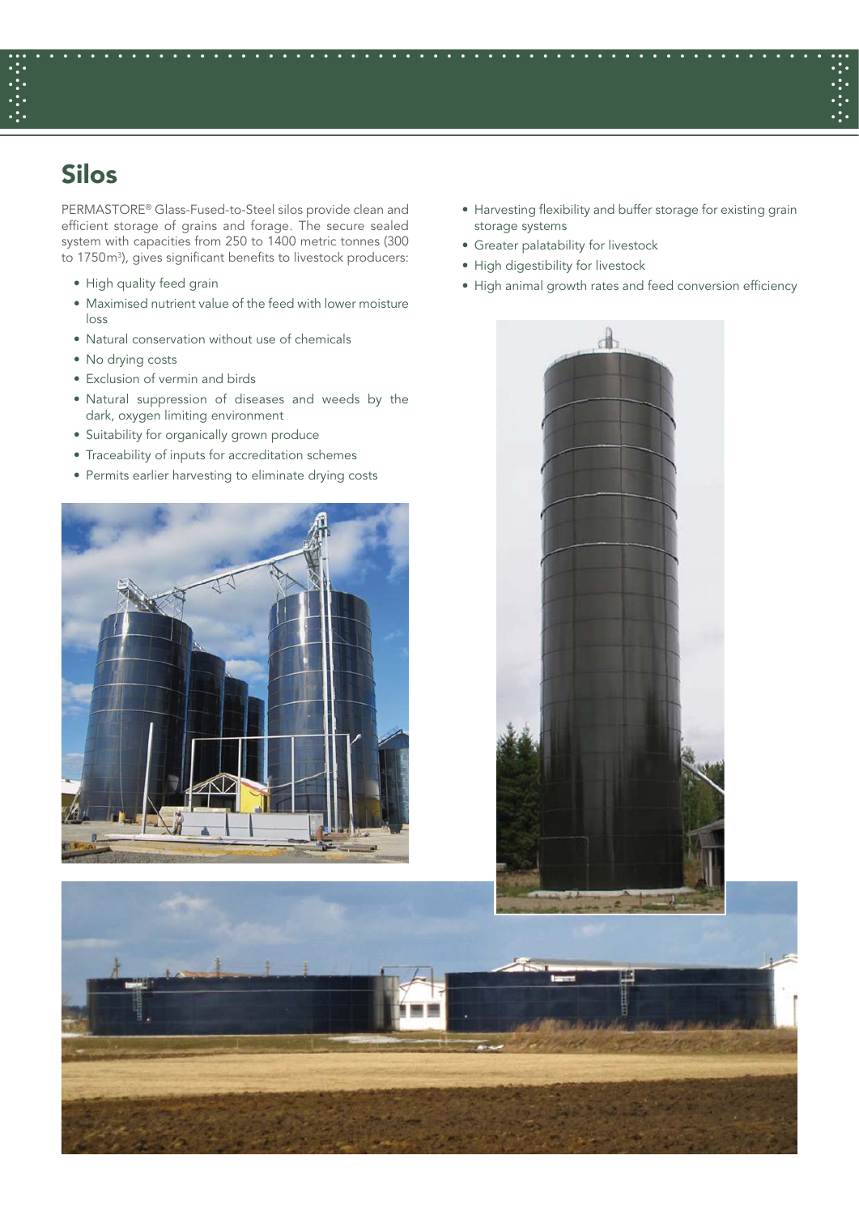# Silos

PERMASTORE® Glass-Fused-to-Steel silos provide clean and efficient storage of grains and forage. The secure sealed system with capacities from 250 to 1400 metric tonnes (300 to 1750m³), gives significant benefits to livestock producers:

- High quality feed grain
- Maximised nutrient value of the feed with lower moisture loss
- Natural conservation without use of chemicals
- No drying costs
- Exclusion of vermin and birds
- Natural suppression of diseases and weeds by the dark, oxygen limiting environment
- Suitability for organically grown produce
- Traceability of inputs for accreditation schemes
- Permits earlier harvesting to eliminate drying costs
- Harvesting flexibility and buffer storage for existing grain storage systems
- Greater palatability for livestock
- High digestibility for livestock
- High animal growth rates and feed conversion efficiency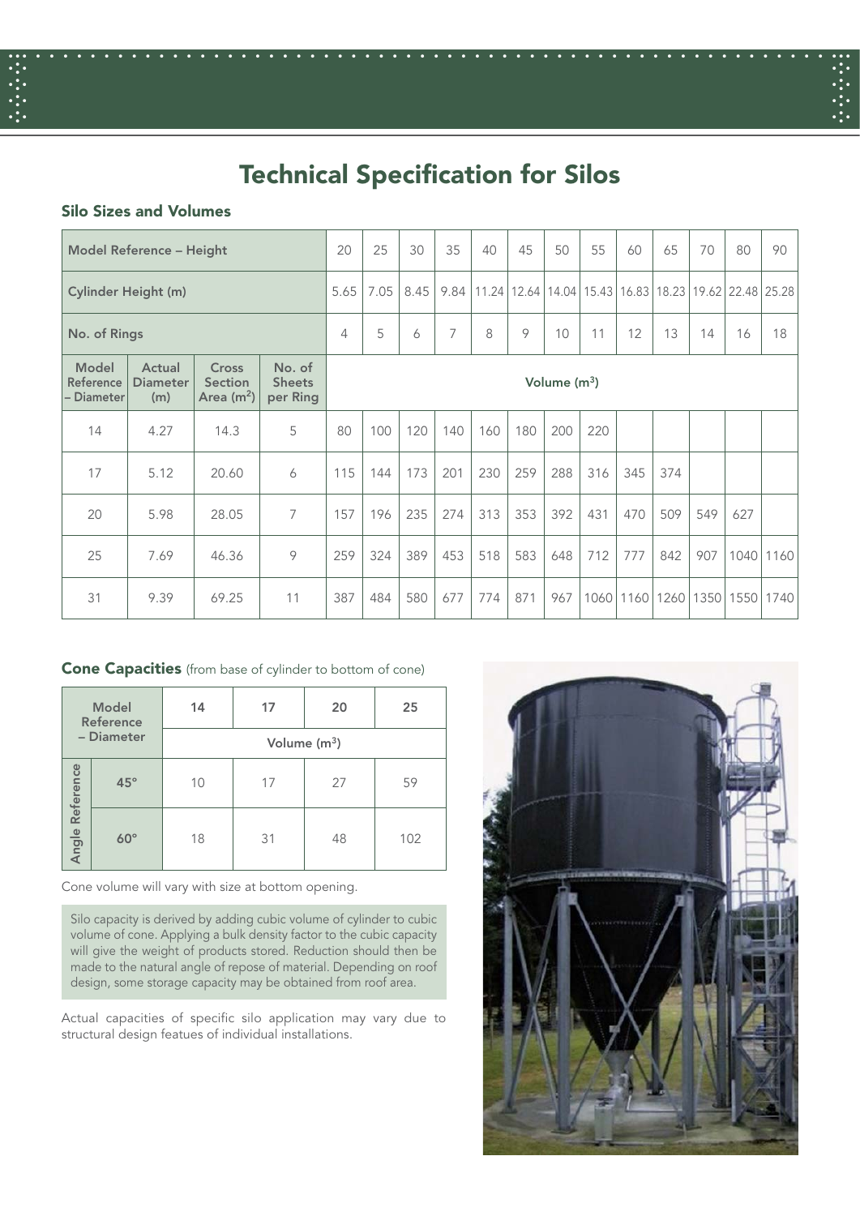# Technical Specification for Silos

## Silo Sizes and Volumes

| Model Reference – Height | | | | 20 | 25 | 30 | 35 | 40 | 45 | 50 | 55 | 60 | 65 | 70 | 80 | 90 |
|---|---|---|---|---|---|---|---|---|---|---|---|---|---|---|---|---|
| Cylinder Height (m) | | | | 5.65 | 7.05 | 8.45 | 9.84 | 11.24 | 12.64 | 14.04 | 15.43 | 16.83 | 18.23 | 19.62 | 22.48 | 25.28 |
| No. of Rings | | | | 4 | 5 | 6 | 7 | 8 | 9 | 10 | 11 | 12 | 13 | 14 | 16 | 18 |
| Model Reference – Diameter | Actual Diameter (m) | Cross Section Area ($m^2$) | No. of Sheets per Ring | Volume ($m^3$) | | | | | | | | | | | | |
| 14 | 4.27 | 14.3 | 5 | 80 | 100 | 120 | 140 | 160 | 180 | 200 | 220 | | | | | |
| 17 | 5.12 | 20.60 | 6 | 115 | 144 | 173 | 201 | 230 | 259 | 288 | 316 | 345 | 374 | | | |
| 20 | 5.98 | 28.05 | 7 | 157 | 196 | 235 | 274 | 313 | 353 | 392 | 431 | 470 | 509 | 549 | 627 | |
| 25 | 7.69 | 46.36 | 9 | 259 | 324 | 389 | 453 | 518 | 583 | 648 | 712 | 777 | 842 | 907 | 1040 | 1160 |
| 31 | 9.39 | 69.25 | 11 | 387 | 484 | 580 | 677 | 774 | 871 | 967 | 1060 | 1160 | 1260 | 1350 | 1550 | 1740 |

## Cone Capacities (from base of cylinder to bottom of cone)

| Model Reference – Diameter | | 14 | 17 | 20 | 25 |
|---|---|---|---|---|---|
| | | Volume ($m^3$) | | | |
| Angle Reference | 45° | 10 | 17 | 27 | 59 |
| | 60° | 18 | 31 | 48 | 102 |

Cone volume will vary with size at bottom opening.

Silo capacity is derived by adding cubic volume of cylinder to cubic volume of cone. Applying a bulk density factor to the cubic capacity will give the weight of products stored. Reduction should then be made to the natural angle of repose of material. Depending on roof design, some storage capacity may be obtained from roof area.

Actual capacities of specific silo application may vary due to structural design featues of individual installations.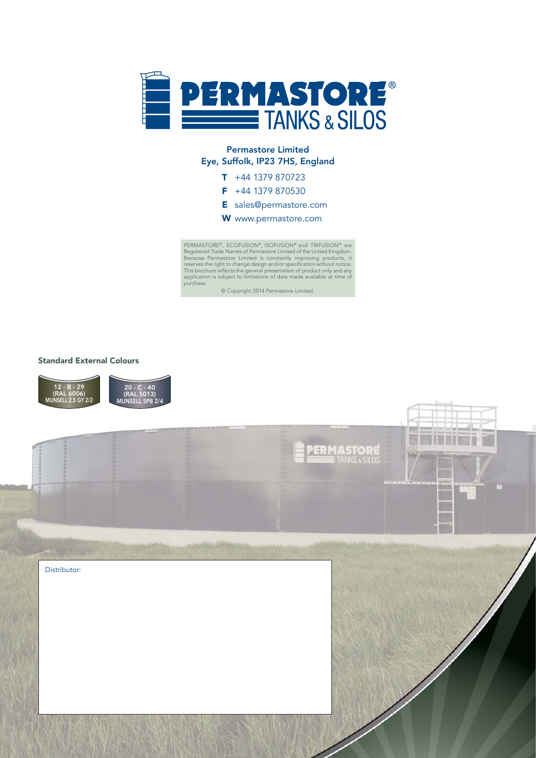PERMASTORE® TANKS & SILOS

**Permastore Limited**
**Eye, Suffolk, IP23 7HS, England**

**T** +44 1379 870723

**F** +44 1379 870530

**E** sales@permastore.com

**W** www.permastore.com

PERMASTORE®, ECOFUSION®, ISOFUSION® and TRIFUSION® are Registered Trade Names of Permastore Limited of the United Kingdom. Because Permastore Limited is constantly improving products, it reserves the right to change design and/or specification without notice. This brochure reflects the general presentation of product only and any application is subject to limitations of data made available at time of purchase.

© Copyright 2014 Permastore Limited.

### Standard External Colours

12 - B - 29
(RAL 6006)
MUNSELL 2.5 GY 2/2

20 - C - 40
(RAL 5013)
MUNSELL 5PB 2/4

Distributor: